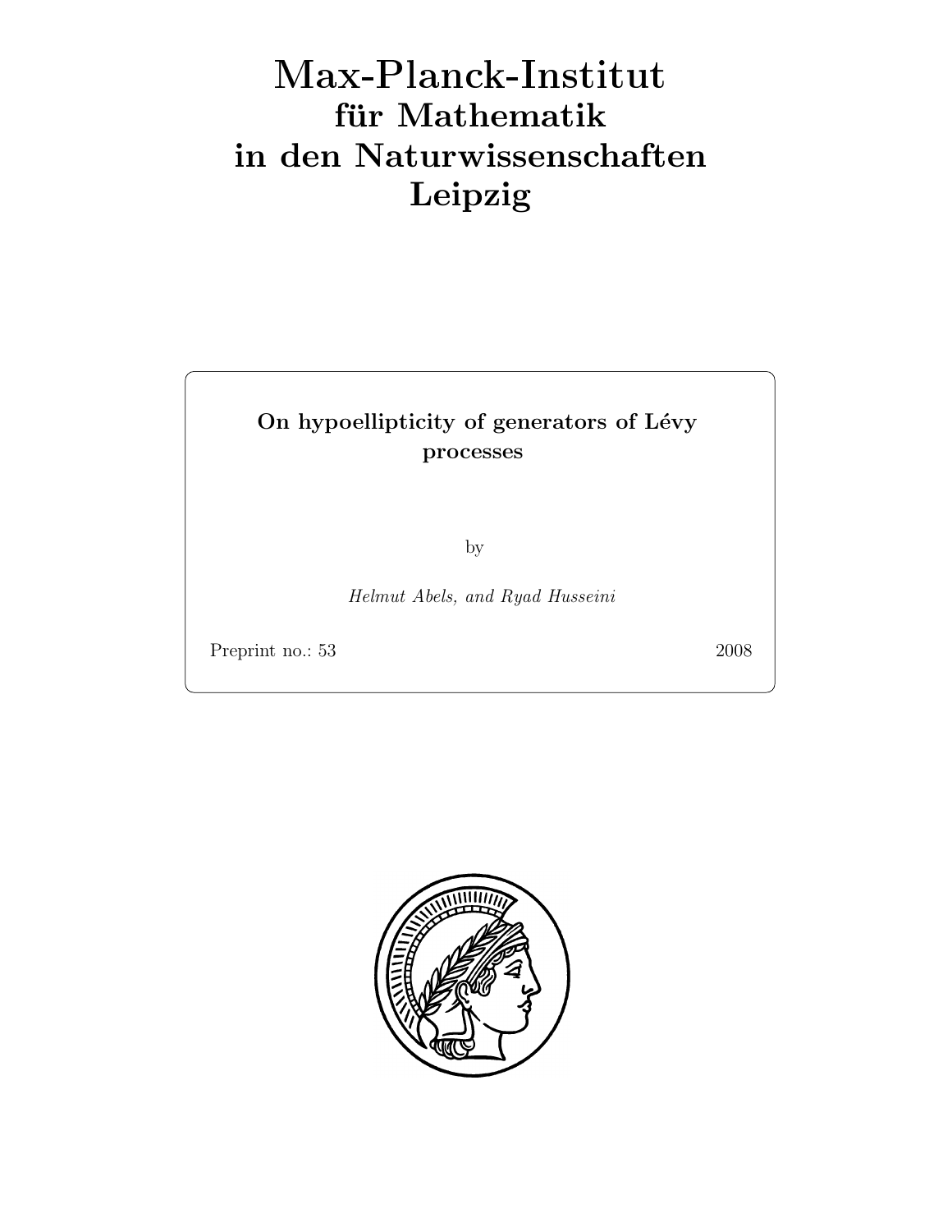# Max-Planck-Institut für Mathematik in den Naturwissenschaften Leipzig

**On hypoellipticity of generators of Lévy processes**

by

*Helmut Abels, and Ryad Husseini*

Preprint no.: 53 2008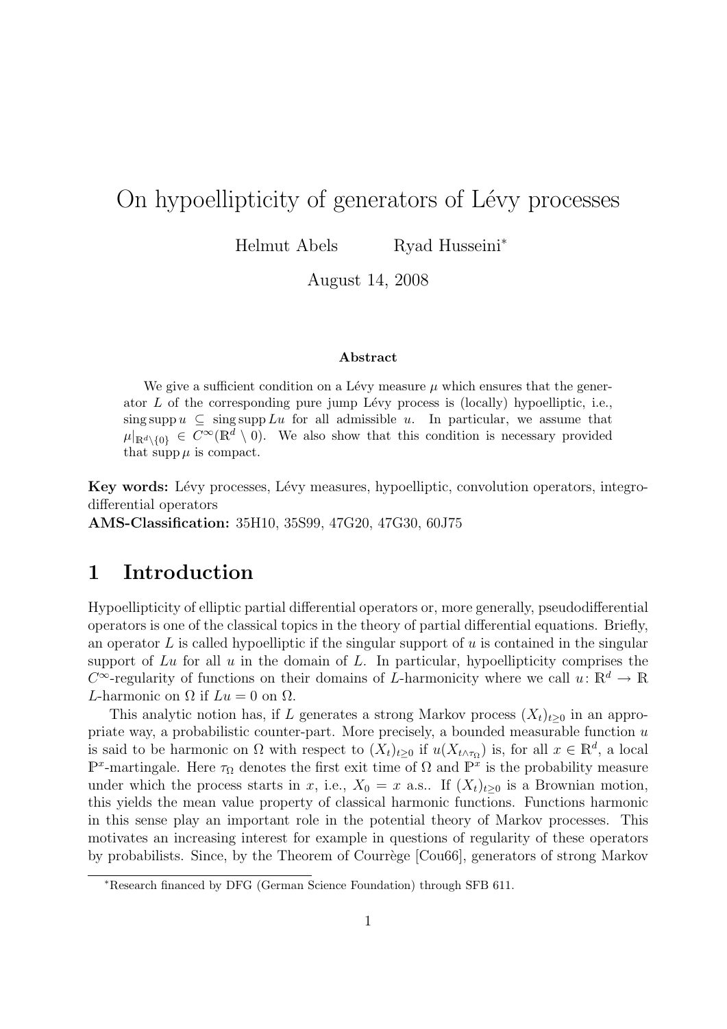# On hypoellipticity of generators of Lévy processes

Helmut Abels  Ryad Husseini[*]

August 14, 2008

**Abstract**

We give a sufficient condition on a Lévy measure $\mu$ which ensures that the generator $L$ of the corresponding pure jump Lévy process is (locally) hypoelliptic, i.e., $\operatorname{sing\,supp} u \subseteq \operatorname{sing\,supp} Lu$ for all admissible $u$. In particular, we assume that $\mu|_{\mathbb{R}^d\setminus\{0\}} \in C^\infty(\mathbb{R}^d \setminus 0)$. We also show that this condition is necessary provided that $\operatorname{supp}\mu$ is compact.

**Key words:** Lévy processes, Lévy measures, hypoelliptic, convolution operators, integro-differential operators

**AMS-Classification:** 35H10, 35S99, 47G20, 47G30, 60J75

## 1 Introduction

Hypoellipticity of elliptic partial differential operators or, more generally, pseudodifferential operators is one of the classical topics in the theory of partial differential equations. Briefly, an operator $L$ is called hypoelliptic if the singular support of $u$ is contained in the singular support of $Lu$ for all $u$ in the domain of $L$. In particular, hypoellipticity comprises the $C^\infty$-regularity of functions on their domains of $L$-harmonicity where we call $u\colon \mathbb{R}^d \to \mathbb{R}$ $L$-harmonic on $\Omega$ if $Lu = 0$ on $\Omega$.

This analytic notion has, if $L$ generates a strong Markov process $(X_t)_{t\geq 0}$ in an appropriate way, a probabilistic counter-part. More precisely, a bounded measurable function $u$ is said to be harmonic on $\Omega$ with respect to $(X_t)_{t\geq 0}$ if $u(X_{t\wedge\tau_\Omega})$ is, for all $x \in \mathbb{R}^d$, a local $\mathbb{P}^x$-martingale. Here $\tau_\Omega$ denotes the first exit time of $\Omega$ and $\mathbb{P}^x$ is the probability measure under which the process starts in $x$, i.e., $X_0 = x$ a.s.. If $(X_t)_{t\geq 0}$ is a Brownian motion, this yields the mean value property of classical harmonic functions. Functions harmonic in this sense play an important role in the potential theory of Markov processes. This motivates an increasing interest for example in questions of regularity of these operators by probabilists. Since, by the Theorem of Courrège [Cou66], generators of strong Markov

[*]Research financed by DFG (German Science Foundation) through SFB 611.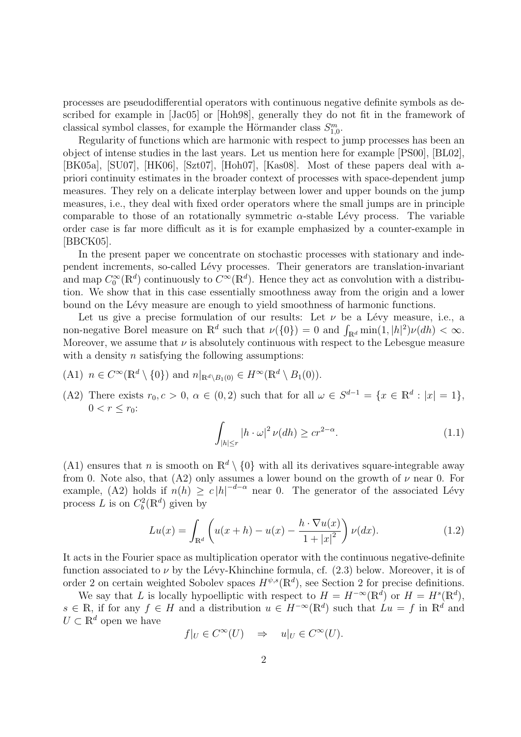processes are pseudodifferential operators with continuous negative definite symbols as described for example in [Jac05] or [Hoh98], generally they do not fit in the framework of classical symbol classes, for example the Hörmander class $S^m_{1,0}$.

Regularity of functions which are harmonic with respect to jump processes has been an object of intense studies in the last years. Let us mention here for example [PS00], [BL02], [BK05a], [SU07], [HK06], [Szt07], [Hoh07], [Kas08]. Most of these papers deal with a-priori continuity estimates in the broader context of processes with space-dependent jump measures. They rely on a delicate interplay between lower and upper bounds on the jump measures, i.e., they deal with fixed order operators where the small jumps are in principle comparable to those of an rotationally symmetric $\alpha$-stable Lévy process. The variable order case is far more difficult as it is for example emphasized by a counter-example in [BBCK05].

In the present paper we concentrate on stochastic processes with stationary and independent increments, so-called Lévy processes. Their generators are translation-invariant and map $C_0^\infty(\mathbb{R}^d)$ continuously to $C^\infty(\mathbb{R}^d)$. Hence they act as convolution with a distribution. We show that in this case essentially smoothness away from the origin and a lower bound on the Lévy measure are enough to yield smoothness of harmonic functions.

Let us give a precise formulation of our results: Let $\nu$ be a Lévy measure, i.e., a non-negative Borel measure on $\mathbb{R}^d$ such that $\nu(\{0\}) = 0$ and $\int_{\mathbb{R}^d} \min(1, |h|^2)\nu(dh) < \infty$. Moreover, we assume that $\nu$ is absolutely continuous with respect to the Lebesgue measure with a density $n$ satisfying the following assumptions:

(A1) $n \in C^\infty(\mathbb{R}^d \setminus \{0\})$ and $n|_{\mathbb{R}^d \setminus B_1(0)} \in H^\infty(\mathbb{R}^d \setminus B_1(0))$.

(A2) There exists $r_0, c > 0$, $\alpha \in (0, 2)$ such that for all $\omega \in S^{d-1} = \{x \in \mathbb{R}^d : |x| = 1\}$, $0 < r \le r_0$:

$$\int_{|h| \le r} |h \cdot \omega|^2 \, \nu(dh) \ge c r^{2-\alpha}. \tag{1.1}$$

(A1) ensures that $n$ is smooth on $\mathbb{R}^d \setminus \{0\}$ with all its derivatives square-integrable away from 0. Note also, that (A2) only assumes a lower bound on the growth of $\nu$ near 0. For example, (A2) holds if $n(h) \ge c\,|h|^{-d-\alpha}$ near 0. The generator of the associated Lévy process $L$ is on $C_b^2(\mathbb{R}^d)$ given by

$$Lu(x) = \int_{\mathbb{R}^d} \left( u(x+h) - u(x) - \frac{h \cdot \nabla u(x)}{1 + |x|^2} \right) \nu(dx). \tag{1.2}$$

It acts in the Fourier space as multiplication operator with the continuous negative-definite function associated to $\nu$ by the Lévy-Khinchine formula, cf. (2.3) below. Moreover, it is of order 2 on certain weighted Sobolev spaces $H^{\psi,s}(\mathbb{R}^d)$, see Section 2 for precise definitions.

We say that $L$ is locally hypoelliptic with respect to $H = H^{-\infty}(\mathbb{R}^d)$ or $H = H^s(\mathbb{R}^d)$, $s \in \mathbb{R}$, if for any $f \in H$ and a distribution $u \in H^{-\infty}(\mathbb{R}^d)$ such that $Lu = f$ in $\mathbb{R}^d$ and $U \subset \mathbb{R}^d$ open we have

$$f|_U \in C^\infty(U) \quad \Rightarrow \quad u|_U \in C^\infty(U).$$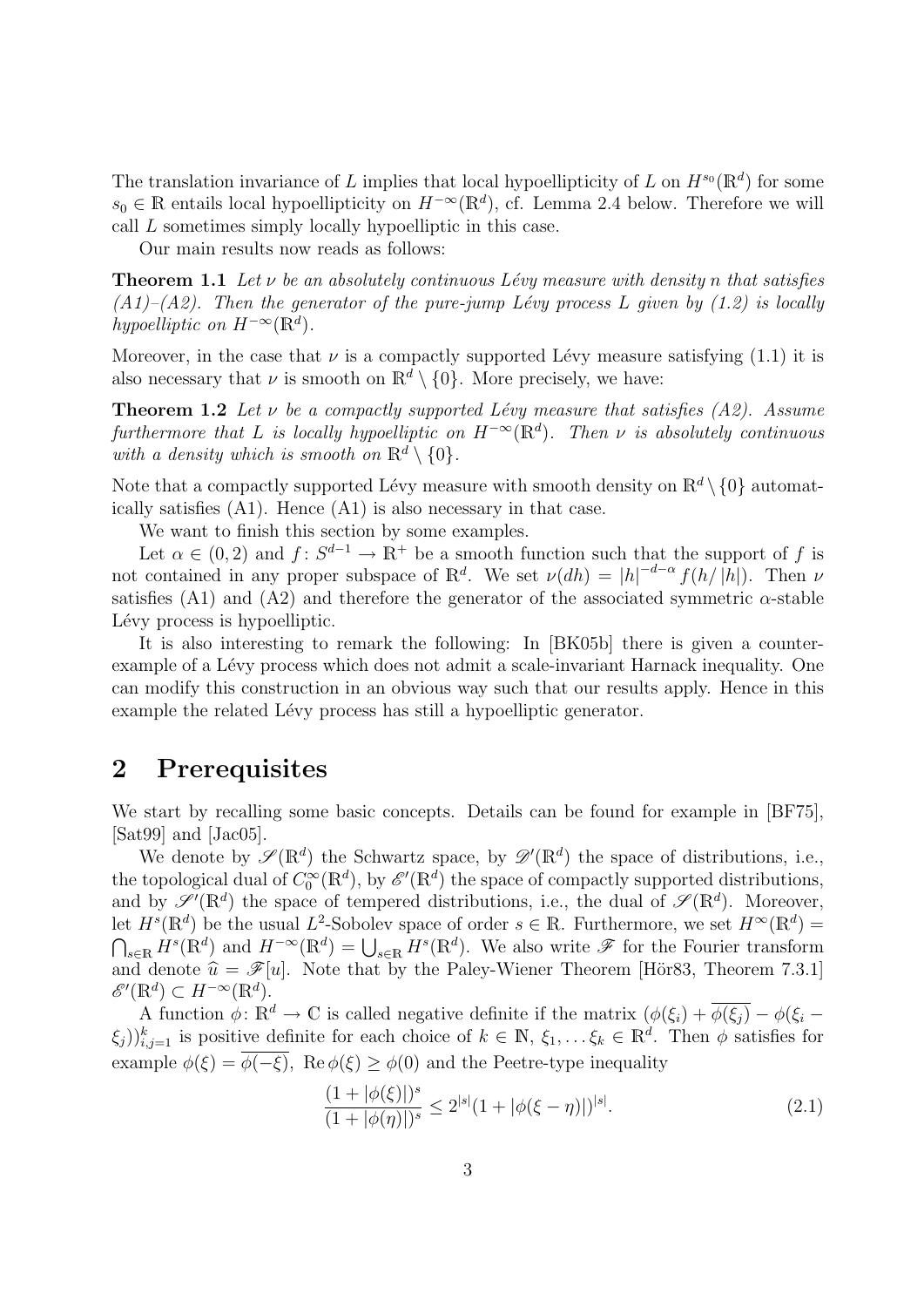The translation invariance of $L$ implies that local hypoellipticity of $L$ on $H^{s_0}(\mathbb{R}^d)$ for some $s_0 \in \mathbb{R}$ entails local hypoellipticity on $H^{-\infty}(\mathbb{R}^d)$, cf. Lemma 2.4 below. Therefore we will call $L$ sometimes simply locally hypoelliptic in this case.

Our main results now reads as follows:

**Theorem 1.1** *Let $\nu$ be an absolutely continuous Lévy measure with density $n$ that satisfies (A1)–(A2). Then the generator of the pure-jump Lévy process $L$ given by (1.2) is locally hypoelliptic on $H^{-\infty}(\mathbb{R}^d)$.*

Moreover, in the case that $\nu$ is a compactly supported Lévy measure satisfying (1.1) it is also necessary that $\nu$ is smooth on $\mathbb{R}^d \setminus \{0\}$. More precisely, we have:

**Theorem 1.2** *Let $\nu$ be a compactly supported Lévy measure that satisfies (A2). Assume furthermore that $L$ is locally hypoelliptic on $H^{-\infty}(\mathbb{R}^d)$. Then $\nu$ is absolutely continuous with a density which is smooth on $\mathbb{R}^d \setminus \{0\}$.*

Note that a compactly supported Lévy measure with smooth density on $\mathbb{R}^d \setminus \{0\}$ automatically satisfies (A1). Hence (A1) is also necessary in that case.

We want to finish this section by some examples.

Let $\alpha \in (0, 2)$ and $f : S^{d-1} \to \mathbb{R}^+$ be a smooth function such that the support of $f$ is not contained in any proper subspace of $\mathbb{R}^d$. We set $\nu(dh) = |h|^{-d-\alpha} f(h/|h|)$. Then $\nu$ satisfies (A1) and (A2) and therefore the generator of the associated symmetric $\alpha$-stable Lévy process is hypoelliptic.

It is also interesting to remark the following: In [BK05b] there is given a counter-example of a Lévy process which does not admit a scale-invariant Harnack inequality. One can modify this construction in an obvious way such that our results apply. Hence in this example the related Lévy process has still a hypoelliptic generator.

## 2 Prerequisites

We start by recalling some basic concepts. Details can be found for example in [BF75], [Sat99] and [Jac05].

We denote by $\mathscr{S}(\mathbb{R}^d)$ the Schwartz space, by $\mathscr{D}'(\mathbb{R}^d)$ the space of distributions, i.e., the topological dual of $C_0^\infty(\mathbb{R}^d)$, by $\mathscr{E}'(\mathbb{R}^d)$ the space of compactly supported distributions, and by $\mathscr{S}'(\mathbb{R}^d)$ the space of tempered distributions, i.e., the dual of $\mathscr{S}(\mathbb{R}^d)$. Moreover, let $H^s(\mathbb{R}^d)$ be the usual $L^2$-Sobolev space of order $s \in \mathbb{R}$. Furthermore, we set $H^\infty(\mathbb{R}^d) = \bigcap_{s\in\mathbb{R}} H^s(\mathbb{R}^d)$ and $H^{-\infty}(\mathbb{R}^d) = \bigcup_{s\in\mathbb{R}} H^s(\mathbb{R}^d)$. We also write $\mathscr{F}$ for the Fourier transform and denote $\widehat{u} = \mathscr{F}[u]$. Note that by the Paley-Wiener Theorem [Hör83, Theorem 7.3.1] $\mathscr{E}'(\mathbb{R}^d) \subset H^{-\infty}(\mathbb{R}^d)$.

A function $\phi : \mathbb{R}^d \to \mathbb{C}$ is called negative definite if the matrix $(\phi(\xi_i) + \overline{\phi(\xi_j)} - \phi(\xi_i - \xi_j))_{i,j=1}^k$ is positive definite for each choice of $k \in \mathbb{N}$, $\xi_1, \dots \xi_k \in \mathbb{R}^d$. Then $\phi$ satisfies for example $\phi(\xi) = \overline{\phi(-\xi)}$, $\operatorname{Re}\phi(\xi) \geq \phi(0)$ and the Peetre-type inequality

$$\frac{(1 + |\phi(\xi)|)^s}{(1 + |\phi(\eta)|)^s} \leq 2^{|s|}(1 + |\phi(\xi - \eta)|)^{|s|}. \tag{2.1}$$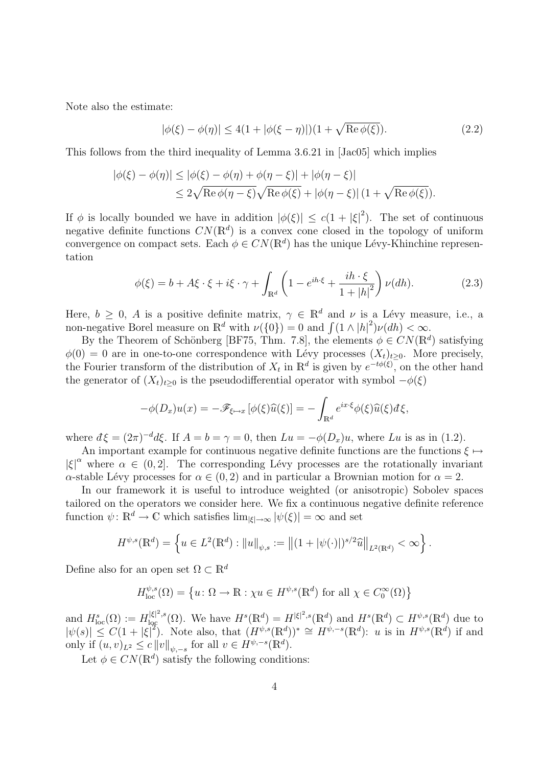Note also the estimate:

$$|\phi(\xi) - \phi(\eta)| \leq 4(1 + |\phi(\xi - \eta)|)(1 + \sqrt{\operatorname{Re}\phi(\xi)}). \tag{2.2}$$

This follows from the third inequality of Lemma 3.6.21 in [Jac05] which implies

$$\begin{aligned}|\phi(\xi) - \phi(\eta)| &\leq |\phi(\xi) - \phi(\eta) + \phi(\eta - \xi)| + |\phi(\eta - \xi)| \\ &\leq 2\sqrt{\operatorname{Re}\phi(\eta - \xi)}\sqrt{\operatorname{Re}\phi(\xi)} + |\phi(\eta - \xi)|\,(1 + \sqrt{\operatorname{Re}\phi(\xi)}).\end{aligned}$$

If $\phi$ is locally bounded we have in addition $|\phi(\xi)| \leq c(1 + |\xi|^2)$. The set of continuous negative definite functions $CN(\mathbb{R}^d)$ is a convex cone closed in the topology of uniform convergence on compact sets. Each $\phi \in CN(\mathbb{R}^d)$ has the unique Lévy-Khinchine representation

$$\phi(\xi) = b + A\xi \cdot \xi + i\xi \cdot \gamma + \int_{\mathbb{R}^d} \left(1 - e^{ih\cdot\xi} + \frac{ih \cdot \xi}{1 + |h|^2}\right) \nu(dh). \tag{2.3}$$

Here, $b \geq 0$, $A$ is a positive definite matrix, $\gamma \in \mathbb{R}^d$ and $\nu$ is a Lévy measure, i.e., a non-negative Borel measure on $\mathbb{R}^d$ with $\nu(\{0\}) = 0$ and $\int (1 \wedge |h|^2)\nu(dh) < \infty$.

By the Theorem of Schönberg [BF75, Thm. 7.8], the elements $\phi \in CN(\mathbb{R}^d)$ satisfying $\phi(0) = 0$ are in one-to-one correspondence with Lévy processes $(X_t)_{t\geq 0}$. More precisely, the Fourier transform of the distribution of $X_t$ in $\mathbb{R}^d$ is given by $e^{-t\phi(\xi)}$, on the other hand the generator of $(X_t)_{t\geq 0}$ is the pseudodifferential operator with symbol $-\phi(\xi)$

$$-\phi(D_x)u(x) = -\mathscr{F}_{\xi\mapsto x}\left[\phi(\xi)\widehat{u}(\xi)\right] = -\int_{\mathbb{R}^d} e^{ix\cdot\xi}\phi(\xi)\widehat{u}(\xi)đ\xi,$$

where $đ\xi = (2\pi)^{-d}d\xi$. If $A = b = \gamma = 0$, then $Lu = -\phi(D_x)u$, where $Lu$ is as in (1.2).

An important example for continuous negative definite functions are the functions $\xi \mapsto |\xi|^\alpha$ where $\alpha \in (0, 2]$. The corresponding Lévy processes are the rotationally invariant $\alpha$-stable Lévy processes for $\alpha \in (0, 2)$ and in particular a Brownian motion for $\alpha = 2$.

In our framework it is useful to introduce weighted (or anisotropic) Sobolev spaces tailored on the operators we consider here. We fix a continuous negative definite reference function $\psi\colon \mathbb{R}^d \to \mathbb{C}$ which satisfies $\lim_{|\xi|\to\infty} |\psi(\xi)| = \infty$ and set

$$H^{\psi,s}(\mathbb{R}^d) = \left\{ u \in L^2(\mathbb{R}^d) : \|u\|_{\psi,s} := \left\|(1 + |\psi(\cdot)|)^{s/2}\widehat{u}\right\|_{L^2(\mathbb{R}^d)} < \infty \right\}.$$

Define also for an open set $\Omega \subset \mathbb{R}^d$

$$H^{\psi,s}_{\mathrm{loc}}(\Omega) = \left\{ u\colon \Omega \to \mathbb{R} : \chi u \in H^{\psi,s}(\mathbb{R}^d) \text{ for all } \chi \in C_0^\infty(\Omega) \right\}$$

and $H^s_{\mathrm{loc}}(\Omega) := H^{|\xi|^2,s}_{\mathrm{loc}}(\Omega)$. We have $H^s(\mathbb{R}^d) = H^{|\xi|^2,s}(\mathbb{R}^d)$ and $H^s(\mathbb{R}^d) \subset H^{\psi,s}(\mathbb{R}^d)$ due to $|\psi(s)| \leq C(1 + |\xi|^2)$. Note also, that $(H^{\psi,s}(\mathbb{R}^d))^* \cong H^{\psi,-s}(\mathbb{R}^d)$: $u$ is in $H^{\psi,s}(\mathbb{R}^d)$ if and only if $(u, v)_{L^2} \leq c\,\|v\|_{\psi,-s}$ for all $v \in H^{\psi,-s}(\mathbb{R}^d)$.

Let $\phi \in CN(\mathbb{R}^d)$ satisfy the following conditions: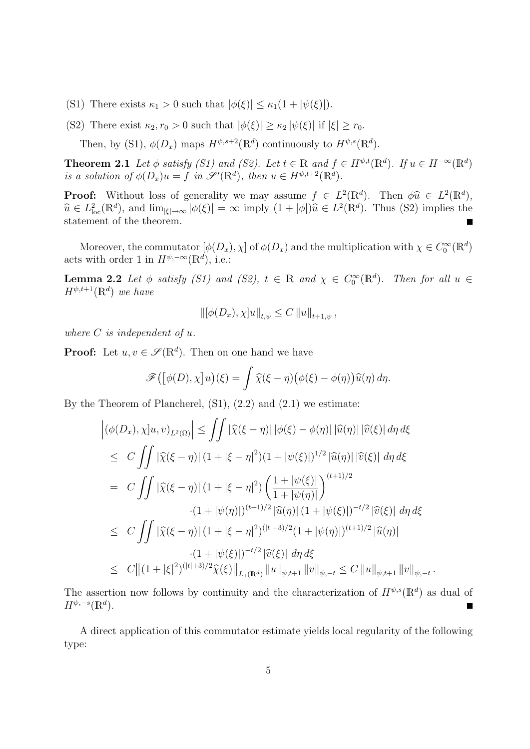(S1) There exists $\kappa_1 > 0$ such that $|\phi(\xi)| \le \kappa_1(1 + |\psi(\xi)|)$.

(S2) There exist $\kappa_2, r_0 > 0$ such that $|\phi(\xi)| \ge \kappa_2 |\psi(\xi)|$ if $|\xi| \ge r_0$.

Then, by (S1), $\phi(D_x)$ maps $H^{\psi,s+2}(\mathbb{R}^d)$ continuously to $H^{\psi,s}(\mathbb{R}^d)$.

**Theorem 2.1** *Let $\phi$ satisfy (S1) and (S2). Let $t \in \mathbb{R}$ and $f \in H^{\psi,t}(\mathbb{R}^d)$. If $u \in H^{-\infty}(\mathbb{R}^d)$ is a solution of $\phi(D_x)u = f$ in $\mathscr{S}'(\mathbb{R}^d)$, then $u \in H^{\psi,t+2}(\mathbb{R}^d)$.*

**Proof:** Without loss of generality we may assume $f \in L^2(\mathbb{R}^d)$. Then $\phi\widehat{u} \in L^2(\mathbb{R}^d)$, $\widehat{u} \in L^2_{\mathrm{loc}}(\mathbb{R}^d)$, and $\lim_{|\xi|\to\infty} |\phi(\xi)| = \infty$ imply $(1 + |\phi|)\widehat{u} \in L^2(\mathbb{R}^d)$. Thus (S2) implies the statement of the theorem. ■

Moreover, the commutator $[\phi(D_x), \chi]$ of $\phi(D_x)$ and the multiplication with $\chi \in C_0^\infty(\mathbb{R}^d)$ acts with order 1 in $H^{\psi,-\infty}(\mathbb{R}^d)$, i.e.:

**Lemma 2.2** *Let $\phi$ satisfy (S1) and (S2), $t \in \mathbb{R}$ and $\chi \in C_0^\infty(\mathbb{R}^d)$. Then for all $u \in H^{\psi,t+1}(\mathbb{R}^d)$ we have*

$$\|[\phi(D_x), \chi]u\|_{t,\psi} \le C\,\|u\|_{t+1,\psi}\,,$$

*where $C$ is independent of $u$.*

**Proof:** Let $u, v \in \mathscr{S}(\mathbb{R}^d)$. Then on one hand we have

$$\mathscr{F}\big(\big[\phi(D), \chi\big]u\big)(\xi) = \int \widehat{\chi}(\xi - \eta)\big(\phi(\xi) - \phi(\eta)\big)\widehat{u}(\eta)\, d\eta.$$

By the Theorem of Plancherel, (S1), (2.2) and (2.1) we estimate:

$$\begin{aligned}
\Big|(\phi(D_x), \chi]u, v)_{L^2(\Omega)}\Big| &\le \iint |\widehat{\chi}(\xi - \eta)|\, |\phi(\xi) - \phi(\eta)|\, |\widehat{u}(\eta)|\, |\widehat{v}(\xi)|\, d\eta\, d\xi \\
&\le C \iint |\widehat{\chi}(\xi - \eta)|\, (1 + |\xi - \eta|^2)(1 + |\psi(\xi)|)^{1/2}\, |\widehat{u}(\eta)|\, |\widehat{v}(\xi)|\; d\eta\, d\xi \\
&= C \iint |\widehat{\chi}(\xi - \eta)|\, (1 + |\xi - \eta|^2) \left(\frac{1 + |\psi(\xi)|}{1 + |\psi(\eta)|}\right)^{(t+1)/2} \\
&\qquad \cdot (1 + |\psi(\eta)|)^{(t+1)/2}\, |\widehat{u}(\eta)|\, (1 + |\psi(\xi)|)^{-t/2}\, |\widehat{v}(\xi)|\; d\eta\, d\xi \\
&\le C \iint |\widehat{\chi}(\xi - \eta)|\, (1 + |\xi - \eta|^2)^{(|t|+3)/2} (1 + |\psi(\eta)|)^{(t+1)/2}\, |\widehat{u}(\eta)| \\
&\qquad \cdot (1 + |\psi(\xi)|)^{-t/2}\, |\widehat{v}(\xi)|\; d\eta\, d\xi \\
&\le C \big\|(1 + |\xi|^2)^{(|t|+3)/2}\widehat{\chi}(\xi)\big\|_{L_1(\mathbb{R}^d)} \|u\|_{\psi,t+1} \|v\|_{\psi,-t} \le C\, \|u\|_{\psi,t+1} \|v\|_{\psi,-t}\,.
\end{aligned}$$

The assertion now follows by continuity and the characterization of $H^{\psi,s}(\mathbb{R}^d)$ as dual of $H^{\psi,-s}(\mathbb{R}^d)$. ■

A direct application of this commutator estimate yields local regularity of the following type: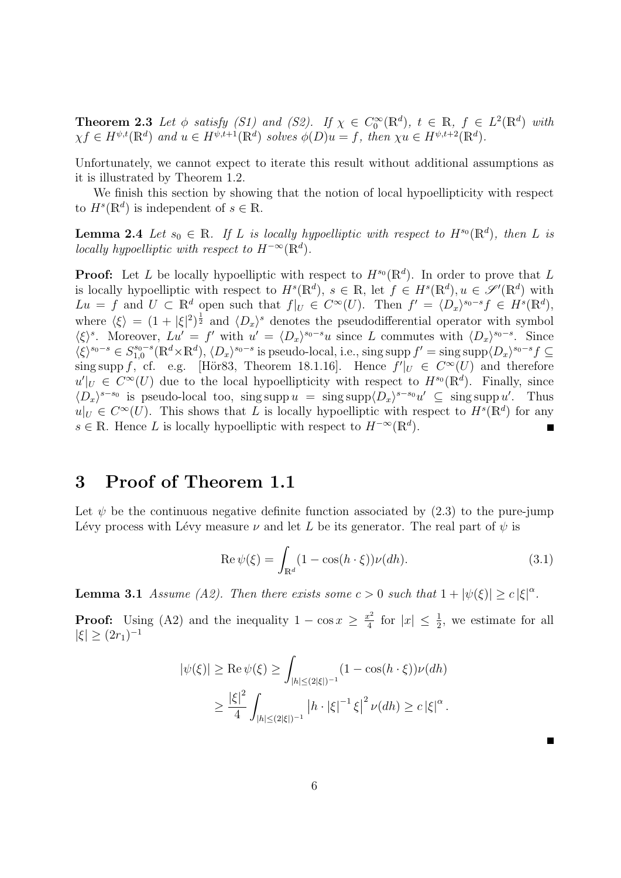**Theorem 2.3** *Let $\phi$ satisfy (S1) and (S2). If $\chi \in C_0^\infty(\mathbb{R}^d)$, $t \in \mathbb{R}$, $f \in L^2(\mathbb{R}^d)$ with $\chi f \in H^{\psi,t}(\mathbb{R}^d)$ and $u \in H^{\psi,t+1}(\mathbb{R}^d)$ solves $\phi(D)u = f$, then $\chi u \in H^{\psi,t+2}(\mathbb{R}^d)$.*

Unfortunately, we cannot expect to iterate this result without additional assumptions as it is illustrated by Theorem 1.2.

We finish this section by showing that the notion of local hypoellipticity with respect to $H^s(\mathbb{R}^d)$ is independent of $s \in \mathbb{R}$.

**Lemma 2.4** *Let $s_0 \in \mathbb{R}$. If $L$ is locally hypoelliptic with respect to $H^{s_0}(\mathbb{R}^d)$, then $L$ is locally hypoelliptic with respect to $H^{-\infty}(\mathbb{R}^d)$.*

**Proof:** Let $L$ be locally hypoelliptic with respect to $H^{s_0}(\mathbb{R}^d)$. In order to prove that $L$ is locally hypoelliptic with respect to $H^s(\mathbb{R}^d)$, $s \in \mathbb{R}$, let $f \in H^s(\mathbb{R}^d), u \in \mathscr{S}'(\mathbb{R}^d)$ with $Lu = f$ and $U \subset \mathbb{R}^d$ open such that $f|_U \in C^\infty(U)$. Then $f' = \langle D_x \rangle^{s_0-s} f \in H^s(\mathbb{R}^d)$, where $\langle \xi \rangle = (1 + |\xi|^2)^{\frac{1}{2}}$ and $\langle D_x \rangle^s$ denotes the pseudodifferential operator with symbol $\langle \xi \rangle^s$. Moreover, $Lu' = f'$ with $u' = \langle D_x \rangle^{s_0-s} u$ since $L$ commutes with $\langle D_x \rangle^{s_0-s}$. Since $\langle \xi \rangle^{s_0-s} \in S^{s_0-s}_{1,0}(\mathbb{R}^d \times \mathbb{R}^d)$, $\langle D_x \rangle^{s_0-s}$ is pseudo-local, i.e., $\operatorname{sing\,supp} f' = \operatorname{sing\,supp} \langle D_x \rangle^{s_0-s} f \subseteq \operatorname{sing\,supp} f$, cf. e.g. [Hör83, Theorem 18.1.16]. Hence $f'|_U \in C^\infty(U)$ and therefore $u'|_U \in C^\infty(U)$ due to the local hypoellipticity with respect to $H^{s_0}(\mathbb{R}^d)$. Finally, since $\langle D_x \rangle^{s-s_0}$ is pseudo-local too, $\operatorname{sing\,supp} u = \operatorname{sing\,supp} \langle D_x \rangle^{s-s_0} u' \subseteq \operatorname{sing\,supp} u'$. Thus $u|_U \in C^\infty(U)$. This shows that $L$ is locally hypoelliptic with respect to $H^s(\mathbb{R}^d)$ for any $s \in \mathbb{R}$. Hence $L$ is locally hypoelliptic with respect to $H^{-\infty}(\mathbb{R}^d)$. ∎

# 3 Proof of Theorem 1.1

Let $\psi$ be the continuous negative definite function associated by (2.3) to the pure-jump Lévy process with Lévy measure $\nu$ and let $L$ be its generator. The real part of $\psi$ is

$$\operatorname{Re} \psi(\xi) = \int_{\mathbb{R}^d} (1 - \cos(h \cdot \xi)) \nu(dh). \tag{3.1}$$

**Lemma 3.1** *Assume (A2). Then there exists some $c > 0$ such that $1 + |\psi(\xi)| \geq c\,|\xi|^\alpha$.*

**Proof:** Using (A2) and the inequality $1 - \cos x \geq \frac{x^2}{4}$ for $|x| \leq \frac{1}{2}$, we estimate for all $|\xi| \geq (2r_1)^{-1}$

$$\begin{aligned}
|\psi(\xi)| \geq \operatorname{Re} \psi(\xi) &\geq \int_{|h| \leq (2|\xi|)^{-1}} (1 - \cos(h \cdot \xi)) \nu(dh) \\
&\geq \frac{|\xi|^2}{4} \int_{|h| \leq (2|\xi|)^{-1}} \left| h \cdot |\xi|^{-1} \xi \right|^2 \nu(dh) \geq c\,|\xi|^\alpha .
\end{aligned}$$

∎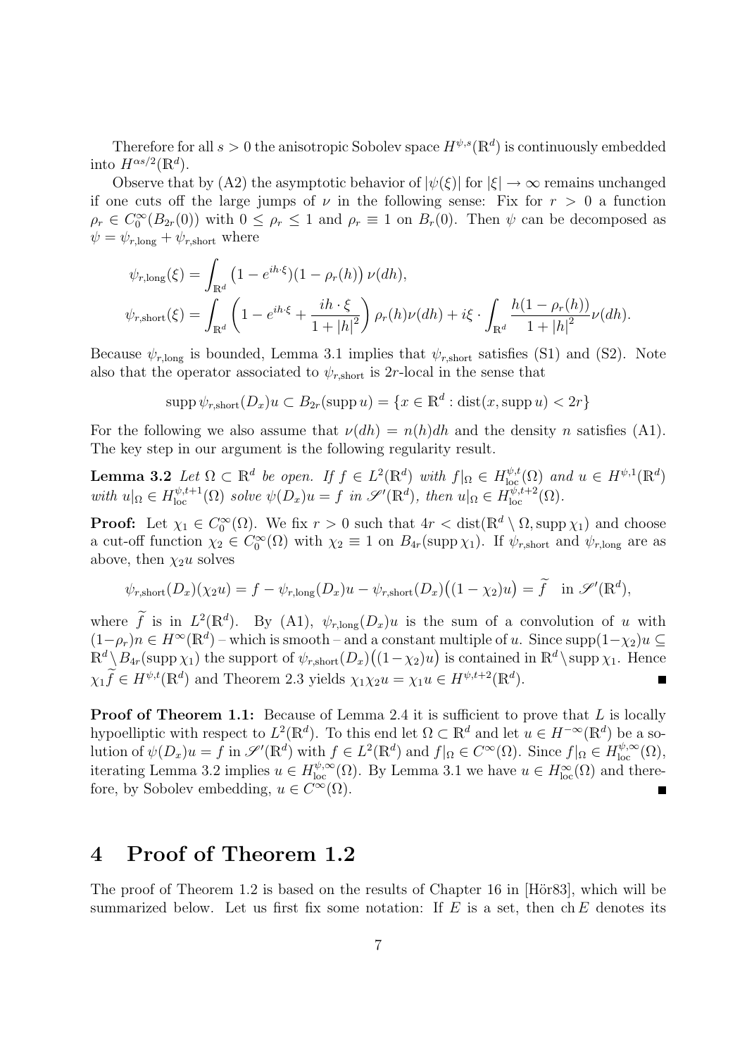Therefore for all $s > 0$ the anisotropic Sobolev space $H^{\psi,s}(\mathbb{R}^d)$ is continuously embedded into $H^{\alpha s/2}(\mathbb{R}^d)$.

Observe that by (A2) the asymptotic behavior of $|\psi(\xi)|$ for $|\xi| \to \infty$ remains unchanged if one cuts off the large jumps of $\nu$ in the following sense: Fix for $r > 0$ a function $\rho_r \in C_0^\infty(B_{2r}(0))$ with $0 \le \rho_r \le 1$ and $\rho_r \equiv 1$ on $B_r(0)$. Then $\psi$ can be decomposed as $\psi = \psi_{r,\text{long}} + \psi_{r,\text{short}}$ where

$$\psi_{r,\text{long}}(\xi) = \int_{\mathbb{R}^d} \left(1 - e^{ih\cdot\xi})(1 - \rho_r(h)\right) \nu(dh),$$

$$\psi_{r,\text{short}}(\xi) = \int_{\mathbb{R}^d} \left(1 - e^{ih\cdot\xi} + \frac{ih\cdot\xi}{1+|h|^2}\right) \rho_r(h)\nu(dh) + i\xi \cdot \int_{\mathbb{R}^d} \frac{h(1-\rho_r(h))}{1+|h|^2}\nu(dh).$$

Because $\psi_{r,\text{long}}$ is bounded, Lemma 3.1 implies that $\psi_{r,\text{short}}$ satisfies (S1) and (S2). Note also that the operator associated to $\psi_{r,\text{short}}$ is $2r$-local in the sense that

$$\operatorname{supp} \psi_{r,\text{short}}(D_x)u \subset B_{2r}(\operatorname{supp} u) = \{x \in \mathbb{R}^d : \operatorname{dist}(x, \operatorname{supp} u) < 2r\}$$

For the following we also assume that $\nu(dh) = n(h)dh$ and the density $n$ satisfies (A1). The key step in our argument is the following regularity result.

**Lemma 3.2** *Let $\Omega \subset \mathbb{R}^d$ be open. If $f \in L^2(\mathbb{R}^d)$ with $f|_\Omega \in H^{\psi,t}_{\text{loc}}(\Omega)$ and $u \in H^{\psi,1}(\mathbb{R}^d)$ with $u|_\Omega \in H^{\psi,t+1}_{\text{loc}}(\Omega)$ solve $\psi(D_x)u = f$ in $\mathscr{S}'(\mathbb{R}^d)$, then $u|_\Omega \in H^{\psi,t+2}_{\text{loc}}(\Omega)$.*

**Proof:** Let $\chi_1 \in C_0^\infty(\Omega)$. We fix $r > 0$ such that $4r < \operatorname{dist}(\mathbb{R}^d \setminus \Omega, \operatorname{supp}\chi_1)$ and choose a cut-off function $\chi_2 \in C_0^\infty(\Omega)$ with $\chi_2 \equiv 1$ on $B_{4r}(\operatorname{supp}\chi_1)$. If $\psi_{r,\text{short}}$ and $\psi_{r,\text{long}}$ are as above, then $\chi_2 u$ solves

$$\psi_{r,\text{short}}(D_x)(\chi_2 u) = f - \psi_{r,\text{long}}(D_x)u - \psi_{r,\text{short}}(D_x)\big((1-\chi_2)u\big) = \widetilde{f} \quad \text{in } \mathscr{S}'(\mathbb{R}^d),$$

where $\widetilde{f}$ is in $L^2(\mathbb{R}^d)$. By (A1), $\psi_{r,\text{long}}(D_x)u$ is the sum of a convolution of $u$ with $(1-\rho_r)n \in H^\infty(\mathbb{R}^d)$ – which is smooth – and a constant multiple of $u$. Since $\operatorname{supp}(1-\chi_2)u \subseteq \mathbb{R}^d \setminus B_{4r}(\operatorname{supp}\chi_1)$ the support of $\psi_{r,\text{short}}(D_x)\big((1-\chi_2)u\big)$ is contained in $\mathbb{R}^d \setminus \operatorname{supp}\chi_1$. Hence $\chi_1 \widetilde{f} \in H^{\psi,t}(\mathbb{R}^d)$ and Theorem 2.3 yields $\chi_1\chi_2 u = \chi_1 u \in H^{\psi,t+2}(\mathbb{R}^d)$. ∎

**Proof of Theorem 1.1:** Because of Lemma 2.4 it is sufficient to prove that $L$ is locally hypoelliptic with respect to $L^2(\mathbb{R}^d)$. To this end let $\Omega \subset \mathbb{R}^d$ and let $u \in H^{-\infty}(\mathbb{R}^d)$ be a solution of $\psi(D_x)u = f$ in $\mathscr{S}'(\mathbb{R}^d)$ with $f \in L^2(\mathbb{R}^d)$ and $f|_\Omega \in C^\infty(\Omega)$. Since $f|_\Omega \in H^{\psi,\infty}_{\text{loc}}(\Omega)$, iterating Lemma 3.2 implies $u \in H^{\psi,\infty}_{\text{loc}}(\Omega)$. By Lemma 3.1 we have $u \in H^\infty_{\text{loc}}(\Omega)$ and therefore, by Sobolev embedding, $u \in C^\infty(\Omega)$. ∎

# 4 Proof of Theorem 1.2

The proof of Theorem 1.2 is based on the results of Chapter 16 in [Hör83], which will be summarized below. Let us first fix some notation: If $E$ is a set, then $\operatorname{ch} E$ denotes its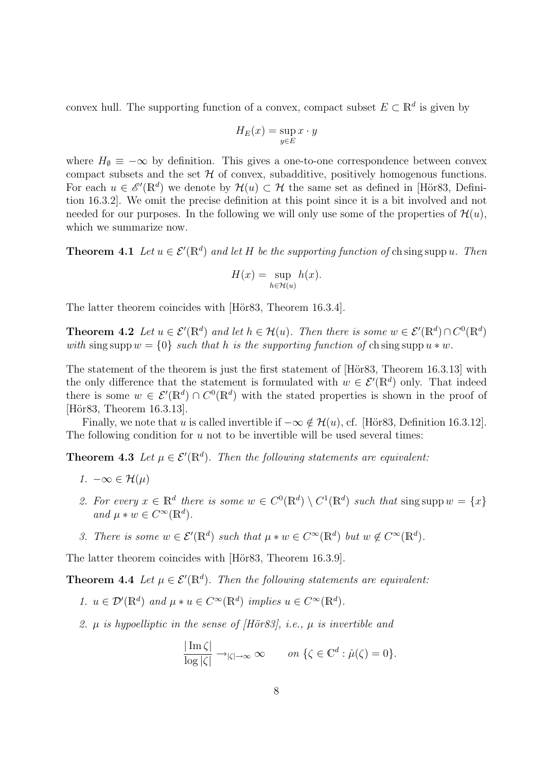convex hull. The supporting function of a convex, compact subset $E \subset \mathbb{R}^d$ is given by

$$H_E(x) = \sup_{y \in E} x \cdot y$$

where $H_\emptyset \equiv -\infty$ by definition. This gives a one-to-one correspondence between convex compact subsets and the set $\mathcal{H}$ of convex, subadditive, positively homogenous functions. For each $u \in \mathscr{E}'(\mathbb{R}^d)$ we denote by $\mathcal{H}(u) \subset \mathcal{H}$ the same set as defined in [Hör83, Definition 16.3.2]. We omit the precise definition at this point since it is a bit involved and not needed for our purposes. In the following we will only use some of the properties of $\mathcal{H}(u)$, which we summarize now.

**Theorem 4.1** *Let $u \in \mathcal{E}'(\mathbb{R}^d)$ and let $H$ be the supporting function of* ch sing supp $u$. *Then*

$$H(x) = \sup_{h \in \mathcal{H}(u)} h(x).$$

The latter theorem coincides with [Hör83, Theorem 16.3.4].

**Theorem 4.2** *Let $u \in \mathcal{E}'(\mathbb{R}^d)$ and let $h \in \mathcal{H}(u)$. Then there is some $w \in \mathcal{E}'(\mathbb{R}^d) \cap C^0(\mathbb{R}^d)$ with* sing supp $w = \{0\}$ *such that $h$ is the supporting function of* ch sing supp $u * w$.

The statement of the theorem is just the first statement of [Hör83, Theorem 16.3.13] with the only difference that the statement is formulated with $w \in \mathcal{E}'(\mathbb{R}^d)$ only. That indeed there is some $w \in \mathcal{E}'(\mathbb{R}^d) \cap C^0(\mathbb{R}^d)$ with the stated properties is shown in the proof of [Hör83, Theorem 16.3.13].

Finally, we note that $u$ is called invertible if $-\infty \notin \mathcal{H}(u)$, cf. [Hör83, Definition 16.3.12]. The following condition for $u$ not to be invertible will be used several times:

**Theorem 4.3** *Let $\mu \in \mathcal{E}'(\mathbb{R}^d)$. Then the following statements are equivalent:*

1. $-\infty \in \mathcal{H}(\mu)$
2. *For every $x \in \mathbb{R}^d$ there is some $w \in C^0(\mathbb{R}^d) \setminus C^1(\mathbb{R}^d)$ such that* sing supp $w = \{x\}$ *and $\mu * w \in C^\infty(\mathbb{R}^d)$.*
3. *There is some $w \in \mathcal{E}'(\mathbb{R}^d)$ such that $\mu * w \in C^\infty(\mathbb{R}^d)$ but $w \notin C^\infty(\mathbb{R}^d)$.*

The latter theorem coincides with [Hör83, Theorem 16.3.9].

**Theorem 4.4** *Let $\mu \in \mathcal{E}'(\mathbb{R}^d)$. Then the following statements are equivalent:*

1. *$u \in \mathcal{D}'(\mathbb{R}^d)$ and $\mu * u \in C^\infty(\mathbb{R}^d)$ implies $u \in C^\infty(\mathbb{R}^d)$.*
2. *$\mu$ is hypoelliptic in the sense of [Hör83], i.e., $\mu$ is invertible and*

$$\frac{|\operatorname{Im} \zeta|}{\log |\zeta|} \to_{|\zeta| \to \infty} \infty \qquad \text{on } \{\zeta \in \mathbb{C}^d : \hat{\mu}(\zeta) = 0\}.$$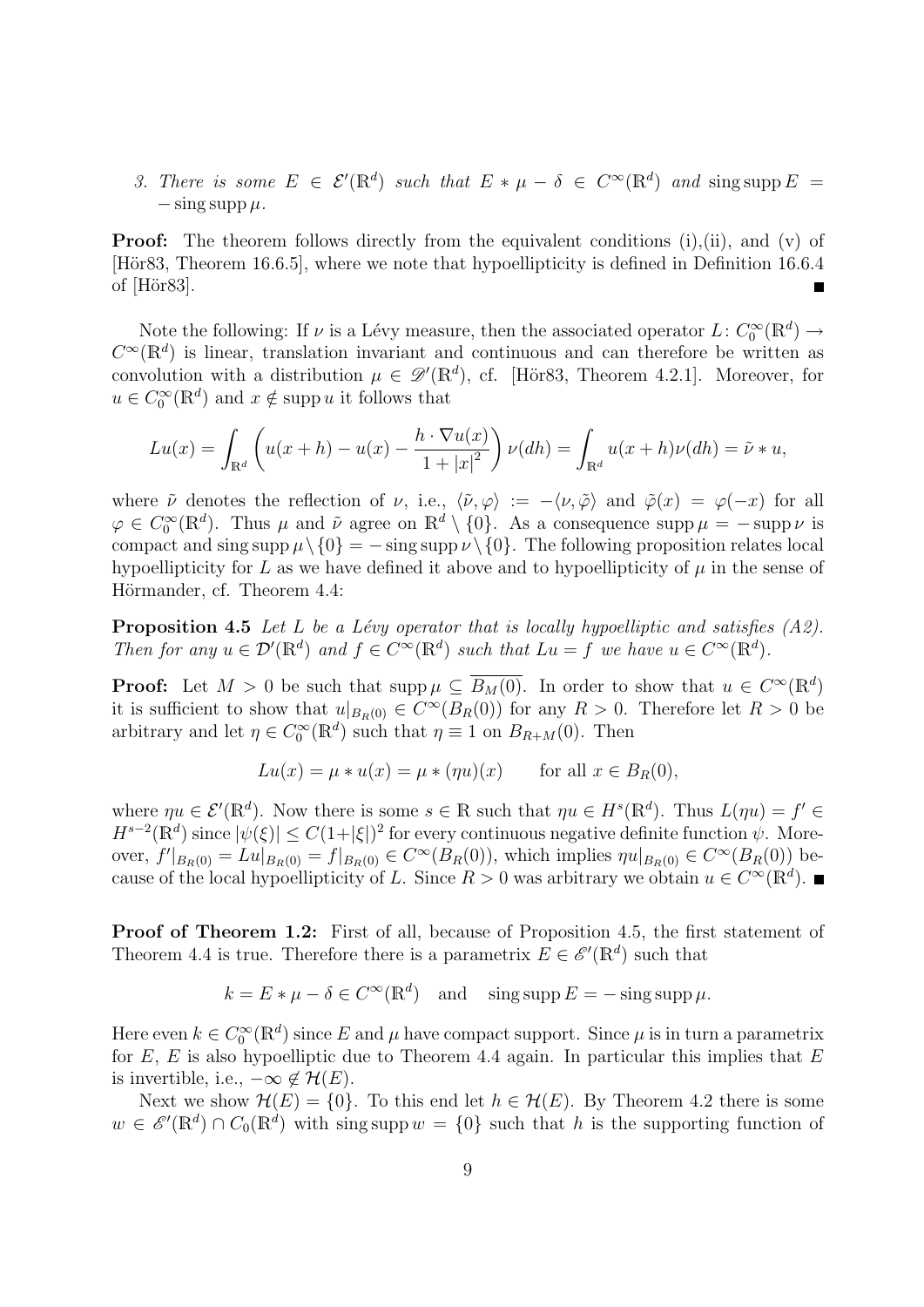3. *There is some $E \in \mathcal{E}'(\mathbb{R}^d)$ such that $E * \mu - \delta \in C^\infty(\mathbb{R}^d)$ and $\operatorname{sing\,supp} E = -\operatorname{sing\,supp} \mu$.*

**Proof:** The theorem follows directly from the equivalent conditions (i),(ii), and (v) of [Hör83, Theorem 16.6.5], where we note that hypoellipticity is defined in Definition 16.6.4 of [Hör83]. ■

Note the following: If $\nu$ is a Lévy measure, then the associated operator $L\colon C_0^\infty(\mathbb{R}^d) \to C^\infty(\mathbb{R}^d)$ is linear, translation invariant and continuous and can therefore be written as convolution with a distribution $\mu \in \mathscr{D}'(\mathbb{R}^d)$, cf. [Hör83, Theorem 4.2.1]. Moreover, for $u \in C_0^\infty(\mathbb{R}^d)$ and $x \notin \operatorname{supp} u$ it follows that

$$Lu(x) = \int_{\mathbb{R}^d} \left( u(x+h) - u(x) - \frac{h \cdot \nabla u(x)}{1 + |x|^2} \right) \nu(dh) = \int_{\mathbb{R}^d} u(x+h) \nu(dh) = \tilde{\nu} * u,$$

where $\tilde{\nu}$ denotes the reflection of $\nu$, i.e., $\langle \tilde{\nu}, \varphi \rangle := -\langle \nu, \tilde{\varphi} \rangle$ and $\tilde{\varphi}(x) = \varphi(-x)$ for all $\varphi \in C_0^\infty(\mathbb{R}^d)$. Thus $\mu$ and $\tilde{\nu}$ agree on $\mathbb{R}^d \setminus \{0\}$. As a consequence $\operatorname{supp} \mu = -\operatorname{supp} \nu$ is compact and $\operatorname{sing\,supp} \mu \setminus \{0\} = -\operatorname{sing\,supp} \nu \setminus \{0\}$. The following proposition relates local hypoellipticity for $L$ as we have defined it above and to hypoellipticity of $\mu$ in the sense of Hörmander, cf. Theorem 4.4:

**Proposition 4.5** *Let $L$ be a Lévy operator that is locally hypoelliptic and satisfies (A2). Then for any $u \in \mathcal{D}'(\mathbb{R}^d)$ and $f \in C^\infty(\mathbb{R}^d)$ such that $Lu = f$ we have $u \in C^\infty(\mathbb{R}^d)$.*

**Proof:** Let $M > 0$ be such that $\operatorname{supp} \mu \subseteq \overline{B_M(0)}$. In order to show that $u \in C^\infty(\mathbb{R}^d)$ it is sufficient to show that $u|_{B_R(0)} \in C^\infty(B_R(0))$ for any $R > 0$. Therefore let $R > 0$ be arbitrary and let $\eta \in C_0^\infty(\mathbb{R}^d)$ such that $\eta \equiv 1$ on $B_{R+M}(0)$. Then

$$Lu(x) = \mu * u(x) = \mu * (\eta u)(x) \qquad \text{for all } x \in B_R(0),$$

where $\eta u \in \mathcal{E}'(\mathbb{R}^d)$. Now there is some $s \in \mathbb{R}$ such that $\eta u \in H^s(\mathbb{R}^d)$. Thus $L(\eta u) = f' \in H^{s-2}(\mathbb{R}^d)$ since $|\psi(\xi)| \le C(1+|\xi|)^2$ for every continuous negative definite function $\psi$. Moreover, $f'|_{B_R(0)} = Lu|_{B_R(0)} = f|_{B_R(0)} \in C^\infty(B_R(0))$, which implies $\eta u|_{B_R(0)} \in C^\infty(B_R(0))$ because of the local hypoellipticity of $L$. Since $R > 0$ was arbitrary we obtain $u \in C^\infty(\mathbb{R}^d)$. ■

**Proof of Theorem 1.2:** First of all, because of Proposition 4.5, the first statement of Theorem 4.4 is true. Therefore there is a parametrix $E \in \mathscr{E}'(\mathbb{R}^d)$ such that

$$k = E * \mu - \delta \in C^\infty(\mathbb{R}^d) \quad \text{and} \quad \operatorname{sing\,supp} E = -\operatorname{sing\,supp} \mu.$$

Here even $k \in C_0^\infty(\mathbb{R}^d)$ since $E$ and $\mu$ have compact support. Since $\mu$ is in turn a parametrix for $E$, $E$ is also hypoelliptic due to Theorem 4.4 again. In particular this implies that $E$ is invertible, i.e., $-\infty \notin \mathcal{H}(E)$.

Next we show $\mathcal{H}(E) = \{0\}$. To this end let $h \in \mathcal{H}(E)$. By Theorem 4.2 there is some $w \in \mathscr{E}'(\mathbb{R}^d) \cap C_0(\mathbb{R}^d)$ with $\operatorname{sing\,supp} w = \{0\}$ such that $h$ is the supporting function of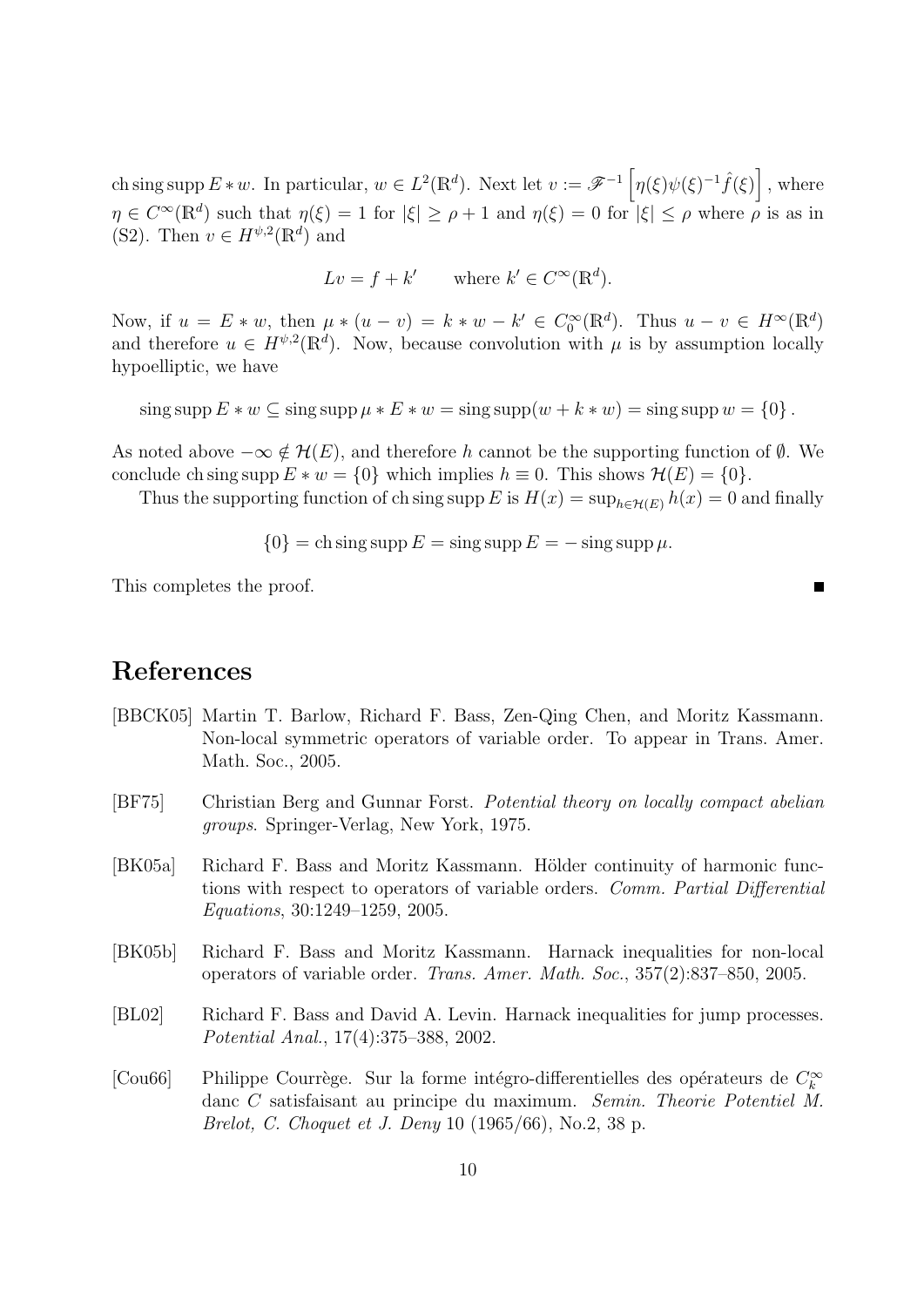ch sing supp $E * w$. In particular, $w \in L^2(\mathbb{R}^d)$. Next let $v := \mathscr{F}^{-1}\left[\eta(\xi)\psi(\xi)^{-1}\hat{f}(\xi)\right]$, where $\eta \in C^\infty(\mathbb{R}^d)$ such that $\eta(\xi) = 1$ for $|\xi| \geq \rho + 1$ and $\eta(\xi) = 0$ for $|\xi| \leq \rho$ where $\rho$ is as in (S2). Then $v \in H^{\psi,2}(\mathbb{R}^d)$ and

$$Lv = f + k' \qquad \text{where } k' \in C^\infty(\mathbb{R}^d).$$

Now, if $u = E * w$, then $\mu * (u - v) = k * w - k' \in C_0^\infty(\mathbb{R}^d)$. Thus $u - v \in H^\infty(\mathbb{R}^d)$ and therefore $u \in H^{\psi,2}(\mathbb{R}^d)$. Now, because convolution with $\mu$ is by assumption locally hypoelliptic, we have

$$\operatorname{sing\,supp} E * w \subseteq \operatorname{sing\,supp} \mu * E * w = \operatorname{sing\,supp}(w + k * w) = \operatorname{sing\,supp} w = \{0\}.$$

As noted above $-\infty \notin \mathcal{H}(E)$, and therefore $h$ cannot be the supporting function of $\emptyset$. We conclude ch sing supp $E * w = \{0\}$ which implies $h \equiv 0$. This shows $\mathcal{H}(E) = \{0\}$.

Thus the supporting function of ch sing supp $E$ is $H(x) = \sup_{h \in \mathcal{H}(E)} h(x) = 0$ and finally

$$\{0\} = \operatorname{ch\,sing\,supp} E = \operatorname{sing\,supp} E = -\operatorname{sing\,supp} \mu.$$

This completes the proof. ∎

# References

[BBCK05] Martin T. Barlow, Richard F. Bass, Zen-Qing Chen, and Moritz Kassmann. Non-local symmetric operators of variable order. To appear in Trans. Amer. Math. Soc., 2005.

[BF75] Christian Berg and Gunnar Forst. *Potential theory on locally compact abelian groups*. Springer-Verlag, New York, 1975.

[BK05a] Richard F. Bass and Moritz Kassmann. Hölder continuity of harmonic functions with respect to operators of variable orders. *Comm. Partial Differential Equations*, 30:1249–1259, 2005.

[BK05b] Richard F. Bass and Moritz Kassmann. Harnack inequalities for non-local operators of variable order. *Trans. Amer. Math. Soc.*, 357(2):837–850, 2005.

[BL02] Richard F. Bass and David A. Levin. Harnack inequalities for jump processes. *Potential Anal.*, 17(4):375–388, 2002.

[Cou66] Philippe Courrège. Sur la forme intégro-differentielles des opérateurs de $C_k^\infty$ danc $C$ satisfaisant au principe du maximum. *Semin. Theorie Potentiel M. Brelot, C. Choquet et J. Deny* 10 (1965/66), No.2, 38 p.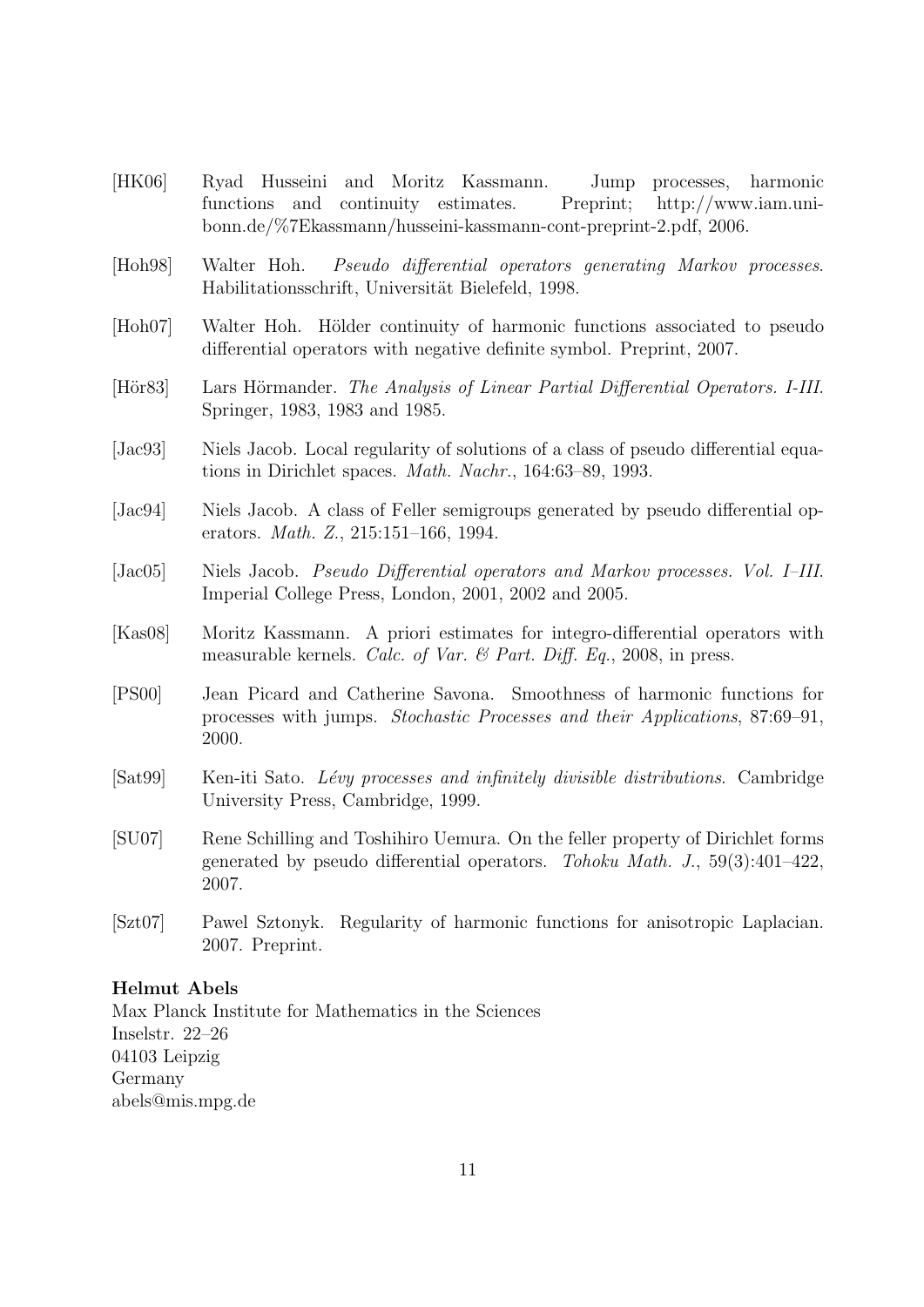[HK06] Ryad Husseini and Moritz Kassmann. Jump processes, harmonic functions and continuity estimates. Preprint; http://www.iam.uni-bonn.de/%7Ekassmann/husseini-kassmann-cont-preprint-2.pdf, 2006.

[Hoh98] Walter Hoh. *Pseudo differential operators generating Markov processes*. Habilitationsschrift, Universität Bielefeld, 1998.

[Hoh07] Walter Hoh. Hölder continuity of harmonic functions associated to pseudo differential operators with negative definite symbol. Preprint, 2007.

[Hör83] Lars Hörmander. *The Analysis of Linear Partial Differential Operators. I-III.* Springer, 1983, 1983 and 1985.

[Jac93] Niels Jacob. Local regularity of solutions of a class of pseudo differential equations in Dirichlet spaces. *Math. Nachr.*, 164:63–89, 1993.

[Jac94] Niels Jacob. A class of Feller semigroups generated by pseudo differential operators. *Math. Z.*, 215:151–166, 1994.

[Jac05] Niels Jacob. *Pseudo Differential operators and Markov processes. Vol. I–III.* Imperial College Press, London, 2001, 2002 and 2005.

[Kas08] Moritz Kassmann. A priori estimates for integro-differential operators with measurable kernels. *Calc. of Var. & Part. Diff. Eq.*, 2008, in press.

[PS00] Jean Picard and Catherine Savona. Smoothness of harmonic functions for processes with jumps. *Stochastic Processes and their Applications*, 87:69–91, 2000.

[Sat99] Ken-iti Sato. *Lévy processes and infinitely divisible distributions*. Cambridge University Press, Cambridge, 1999.

[SU07] Rene Schilling and Toshihiro Uemura. On the feller property of Dirichlet forms generated by pseudo differential operators. *Tohoku Math. J.*, 59(3):401–422, 2007.

[Szt07] Pawel Sztonyk. Regularity of harmonic functions for anisotropic Laplacian. 2007. Preprint.

**Helmut Abels**
Max Planck Institute for Mathematics in the Sciences
Inselstr. 22–26
04103 Leipzig
Germany
abels@mis.mpg.de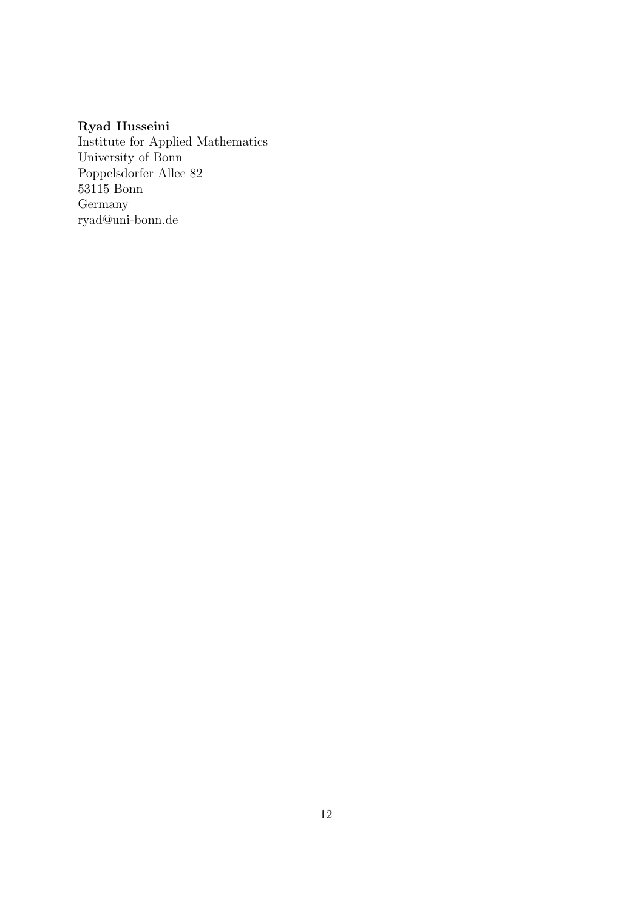**Ryad Husseini**
Institute for Applied Mathematics
University of Bonn
Poppelsdorfer Allee 82
53115 Bonn
Germany
ryad@uni-bonn.de